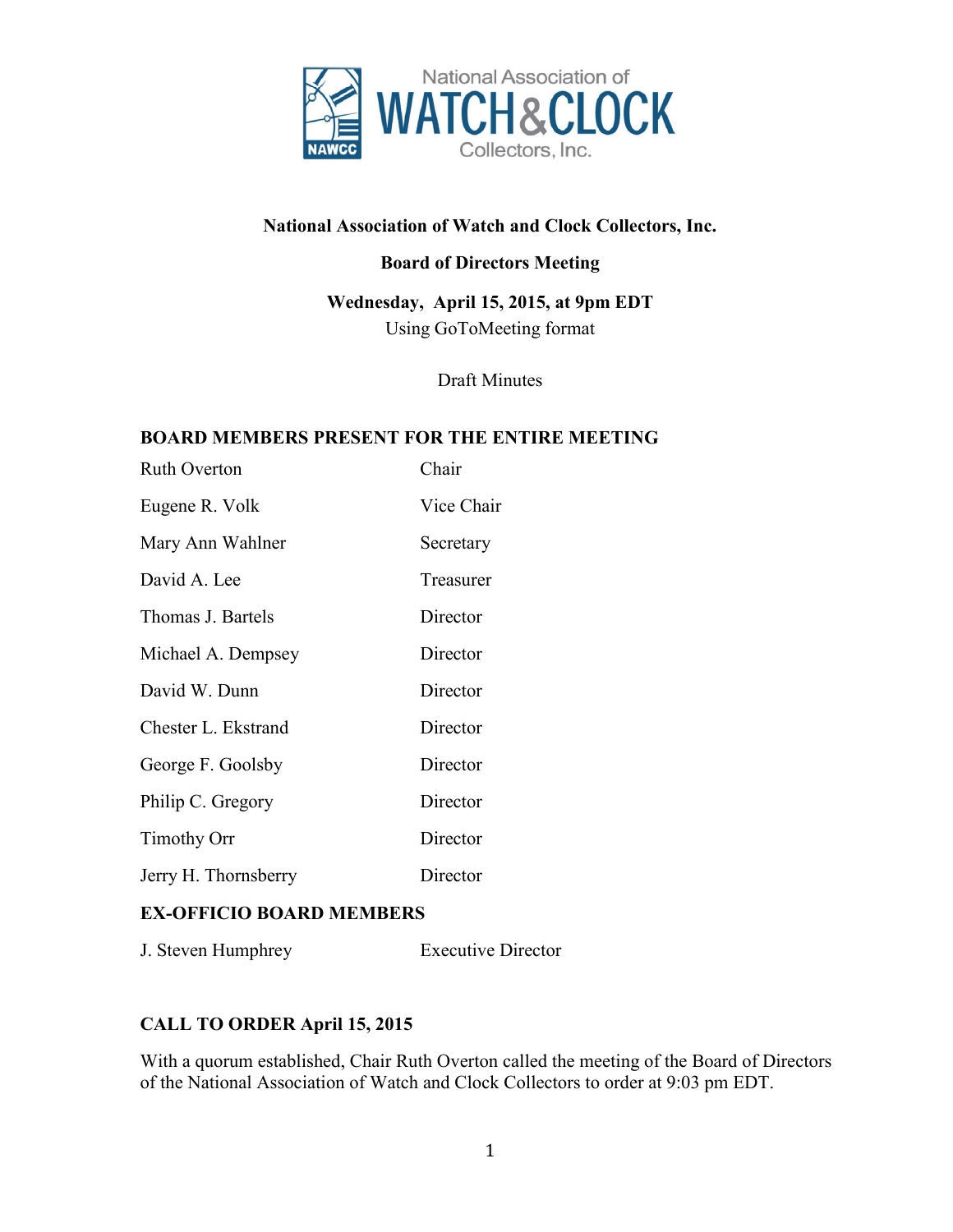# National Association of Watch and Clock Collectors, Inc.

## Board of Directors Meeting

**Wednesday, April 15, 2015, at 9pm EDT**
Using GoToMeeting format

Draft Minutes

### BOARD MEMBERS PRESENT FOR THE ENTIRE MEETING

| | |
|---|---|
| Ruth Overton | Chair |
| Eugene R. Volk | Vice Chair |
| Mary Ann Wahlner | Secretary |
| David A. Lee | Treasurer |
| Thomas J. Bartels | Director |
| Michael A. Dempsey | Director |
| David W. Dunn | Director |
| Chester L. Ekstrand | Director |
| George F. Goolsby | Director |
| Philip C. Gregory | Director |
| Timothy Orr | Director |
| Jerry H. Thornsberry | Director |

### EX-OFFICIO BOARD MEMBERS

| | |
|---|---|
| J. Steven Humphrey | Executive Director |

### CALL TO ORDER April 15, 2015

With a quorum established, Chair Ruth Overton called the meeting of the Board of Directors of the National Association of Watch and Clock Collectors to order at 9:03 pm EDT.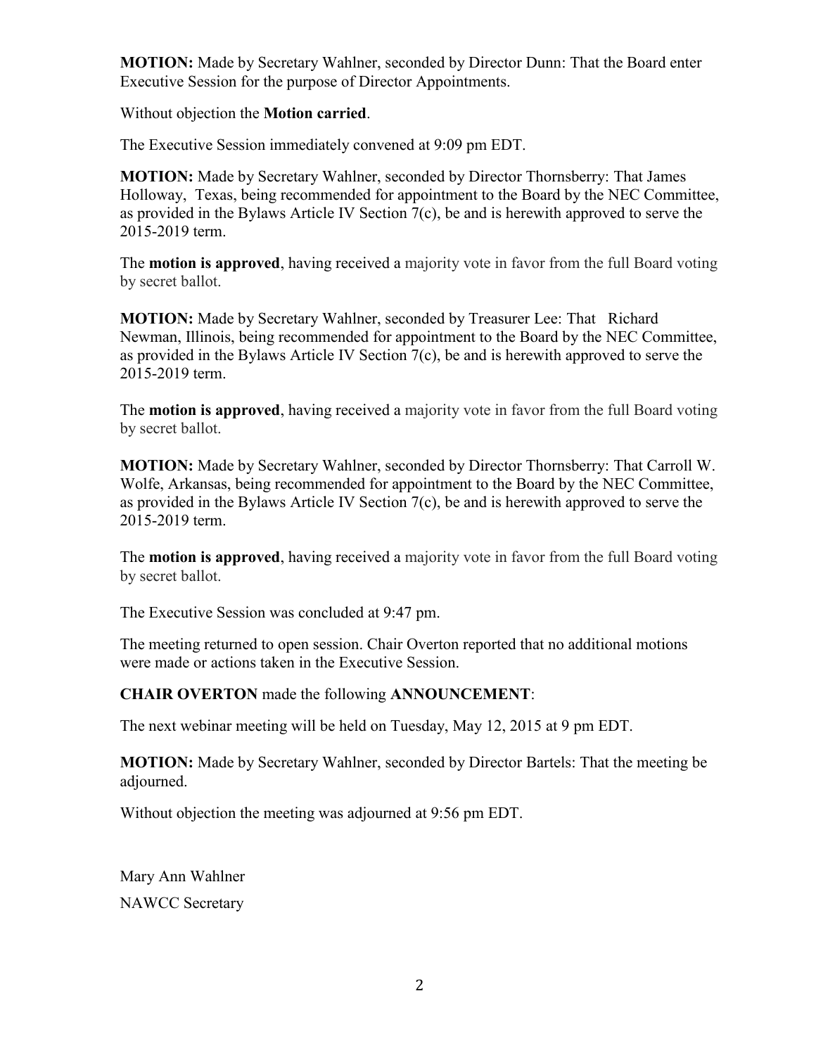**MOTION:** Made by Secretary Wahlner, seconded by Director Dunn: That the Board enter Executive Session for the purpose of Director Appointments.

Without objection the **Motion carried**.

The Executive Session immediately convened at 9:09 pm EDT.

**MOTION:** Made by Secretary Wahlner, seconded by Director Thornsberry: That James Holloway, Texas, being recommended for appointment to the Board by the NEC Committee, as provided in the Bylaws Article IV Section 7(c), be and is herewith approved to serve the 2015-2019 term.

The **motion is approved**, having received a majority vote in favor from the full Board voting by secret ballot.

**MOTION:** Made by Secretary Wahlner, seconded by Treasurer Lee: That Richard Newman, Illinois, being recommended for appointment to the Board by the NEC Committee, as provided in the Bylaws Article IV Section 7(c), be and is herewith approved to serve the 2015-2019 term.

The **motion is approved**, having received a majority vote in favor from the full Board voting by secret ballot.

**MOTION:** Made by Secretary Wahlner, seconded by Director Thornsberry: That Carroll W. Wolfe, Arkansas, being recommended for appointment to the Board by the NEC Committee, as provided in the Bylaws Article IV Section 7(c), be and is herewith approved to serve the 2015-2019 term.

The **motion is approved**, having received a majority vote in favor from the full Board voting by secret ballot.

The Executive Session was concluded at 9:47 pm.

The meeting returned to open session. Chair Overton reported that no additional motions were made or actions taken in the Executive Session.

**CHAIR OVERTON** made the following **ANNOUNCEMENT**:

The next webinar meeting will be held on Tuesday, May 12, 2015 at 9 pm EDT.

**MOTION:** Made by Secretary Wahlner, seconded by Director Bartels: That the meeting be adjourned.

Without objection the meeting was adjourned at 9:56 pm EDT.

Mary Ann Wahlner

NAWCC Secretary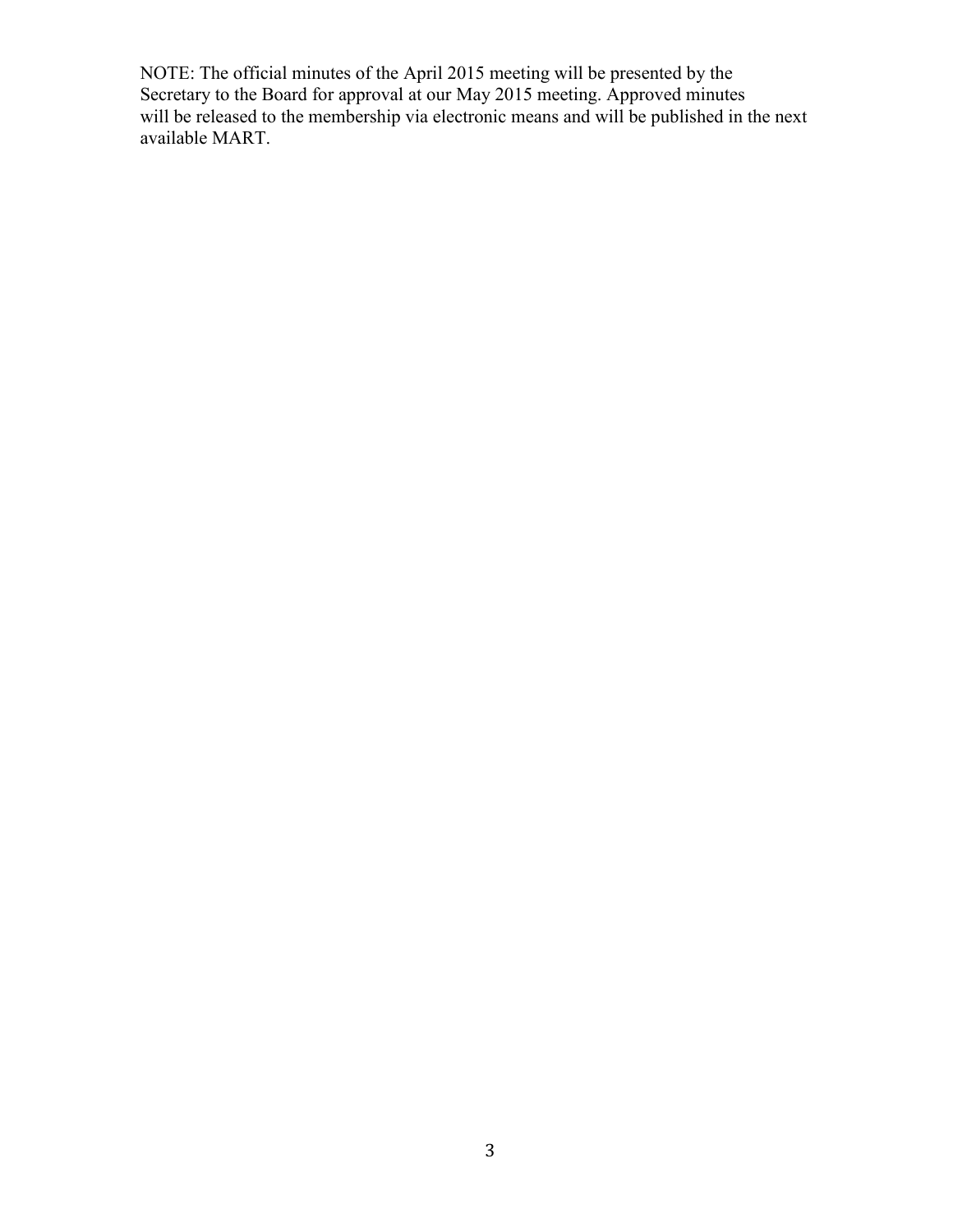NOTE: The official minutes of the April 2015 meeting will be presented by the Secretary to the Board for approval at our May 2015 meeting. Approved minutes will be released to the membership via electronic means and will be published in the next available MART.